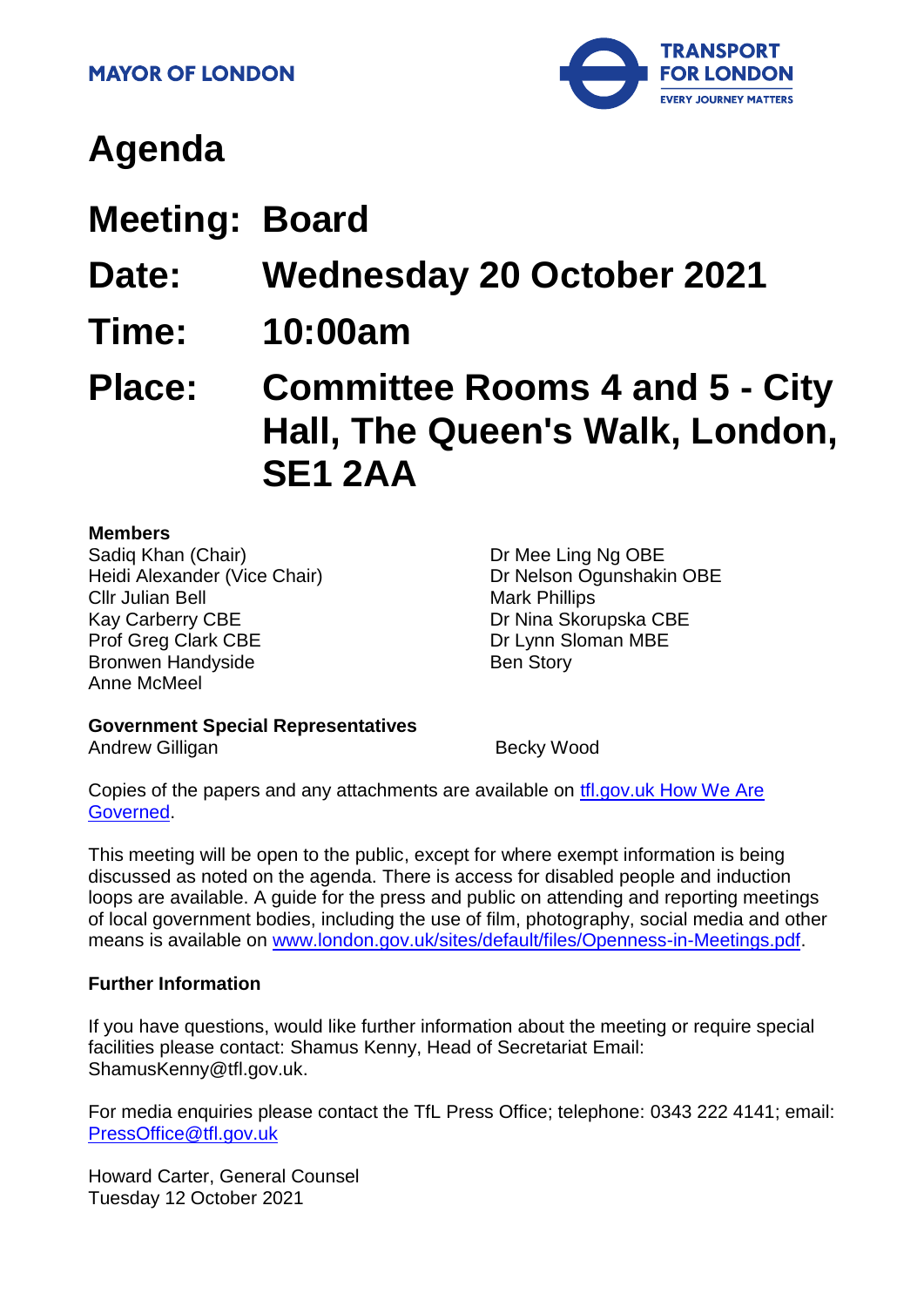MAYOR OF LONDON

TRANSPORT FOR LONDON
EVERY JOURNEY MATTERS

# Agenda

## Meeting: Board

## Date: Wednesday 20 October 2021

## Time: 10:00am

## Place: Committee Rooms 4 and 5 - City Hall, The Queen's Walk, London, SE1 2AA

**Members**

Sadiq Khan (Chair)
Heidi Alexander (Vice Chair)
Cllr Julian Bell
Kay Carberry CBE
Prof Greg Clark CBE
Bronwen Handyside
Anne McMeel
Dr Mee Ling Ng OBE
Dr Nelson Ogunshakin OBE
Mark Phillips
Dr Nina Skorupska CBE
Dr Lynn Sloman MBE
Ben Story

**Government Special Representatives**

Andrew Gilligan
Becky Wood

Copies of the papers and any attachments are available on [tfl.gov.uk How We Are Governed](tfl.gov.uk How We Are Governed).

This meeting will be open to the public, except for where exempt information is being discussed as noted on the agenda. There is access for disabled people and induction loops are available. A guide for the press and public on attending and reporting meetings of local government bodies, including the use of film, photography, social media and other means is available on www.london.gov.uk/sites/default/files/Openness-in-Meetings.pdf.

**Further Information**

If you have questions, would like further information about the meeting or require special facilities please contact: Shamus Kenny, Head of Secretariat Email: ShamusKenny@tfl.gov.uk.

For media enquiries please contact the TfL Press Office; telephone: 0343 222 4141; email: PressOffice@tfl.gov.uk

Howard Carter, General Counsel
Tuesday 12 October 2021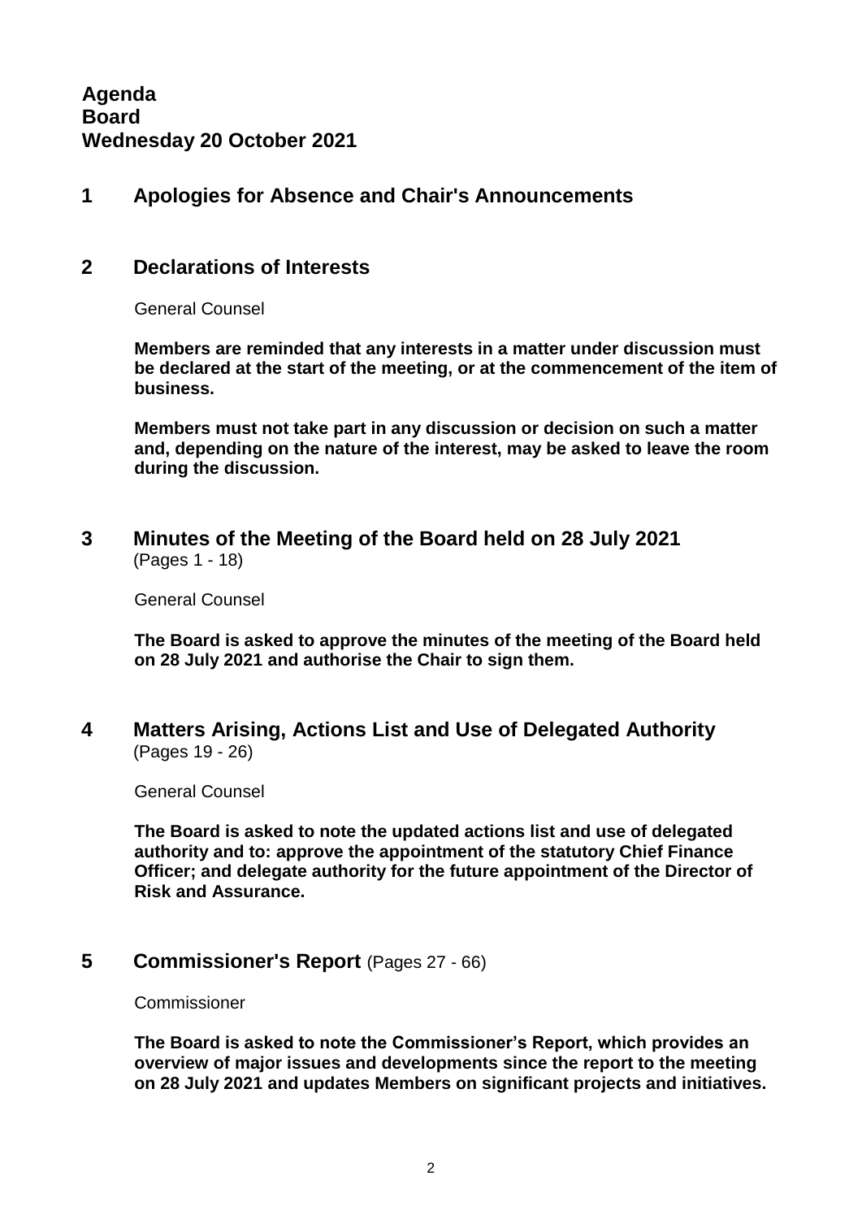**Agenda**
**Board**
**Wednesday 20 October 2021**

## 1 Apologies for Absence and Chair's Announcements

## 2 Declarations of Interests

General Counsel

**Members are reminded that any interests in a matter under discussion must be declared at the start of the meeting, or at the commencement of the item of business.**

**Members must not take part in any discussion or decision on such a matter and, depending on the nature of the interest, may be asked to leave the room during the discussion.**

## 3 Minutes of the Meeting of the Board held on 28 July 2021
(Pages 1 - 18)

General Counsel

**The Board is asked to approve the minutes of the meeting of the Board held on 28 July 2021 and authorise the Chair to sign them.**

## 4 Matters Arising, Actions List and Use of Delegated Authority
(Pages 19 - 26)

General Counsel

**The Board is asked to note the updated actions list and use of delegated authority and to: approve the appointment of the statutory Chief Finance Officer; and delegate authority for the future appointment of the Director of Risk and Assurance.**

## 5 Commissioner's Report (Pages 27 - 66)

Commissioner

**The Board is asked to note the Commissioner's Report, which provides an overview of major issues and developments since the report to the meeting on 28 July 2021 and updates Members on significant projects and initiatives.**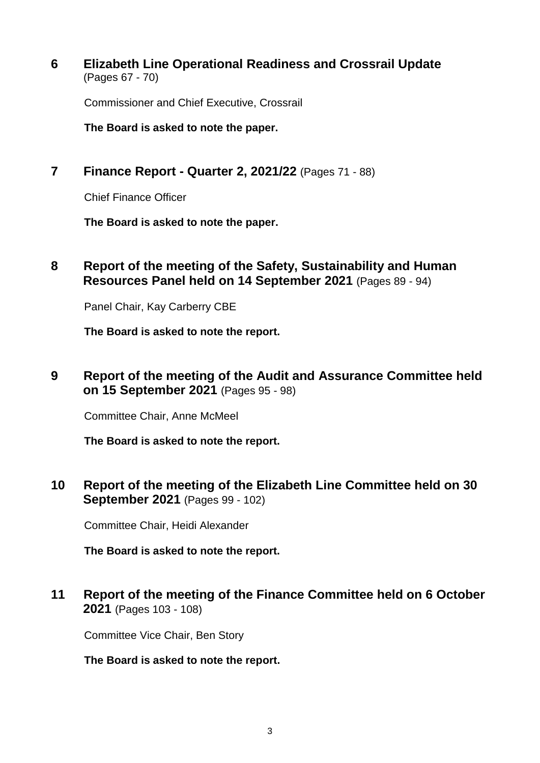## 6 Elizabeth Line Operational Readiness and Crossrail Update
(Pages 67 - 70)

Commissioner and Chief Executive, Crossrail

**The Board is asked to note the paper.**

## 7 Finance Report - Quarter 2, 2021/22 (Pages 71 - 88)

Chief Finance Officer

**The Board is asked to note the paper.**

## 8 Report of the meeting of the Safety, Sustainability and Human Resources Panel held on 14 September 2021 (Pages 89 - 94)

Panel Chair, Kay Carberry CBE

**The Board is asked to note the report.**

## 9 Report of the meeting of the Audit and Assurance Committee held on 15 September 2021 (Pages 95 - 98)

Committee Chair, Anne McMeel

**The Board is asked to note the report.**

## 10 Report of the meeting of the Elizabeth Line Committee held on 30 September 2021 (Pages 99 - 102)

Committee Chair, Heidi Alexander

**The Board is asked to note the report.**

## 11 Report of the meeting of the Finance Committee held on 6 October 2021 (Pages 103 - 108)

Committee Vice Chair, Ben Story

**The Board is asked to note the report.**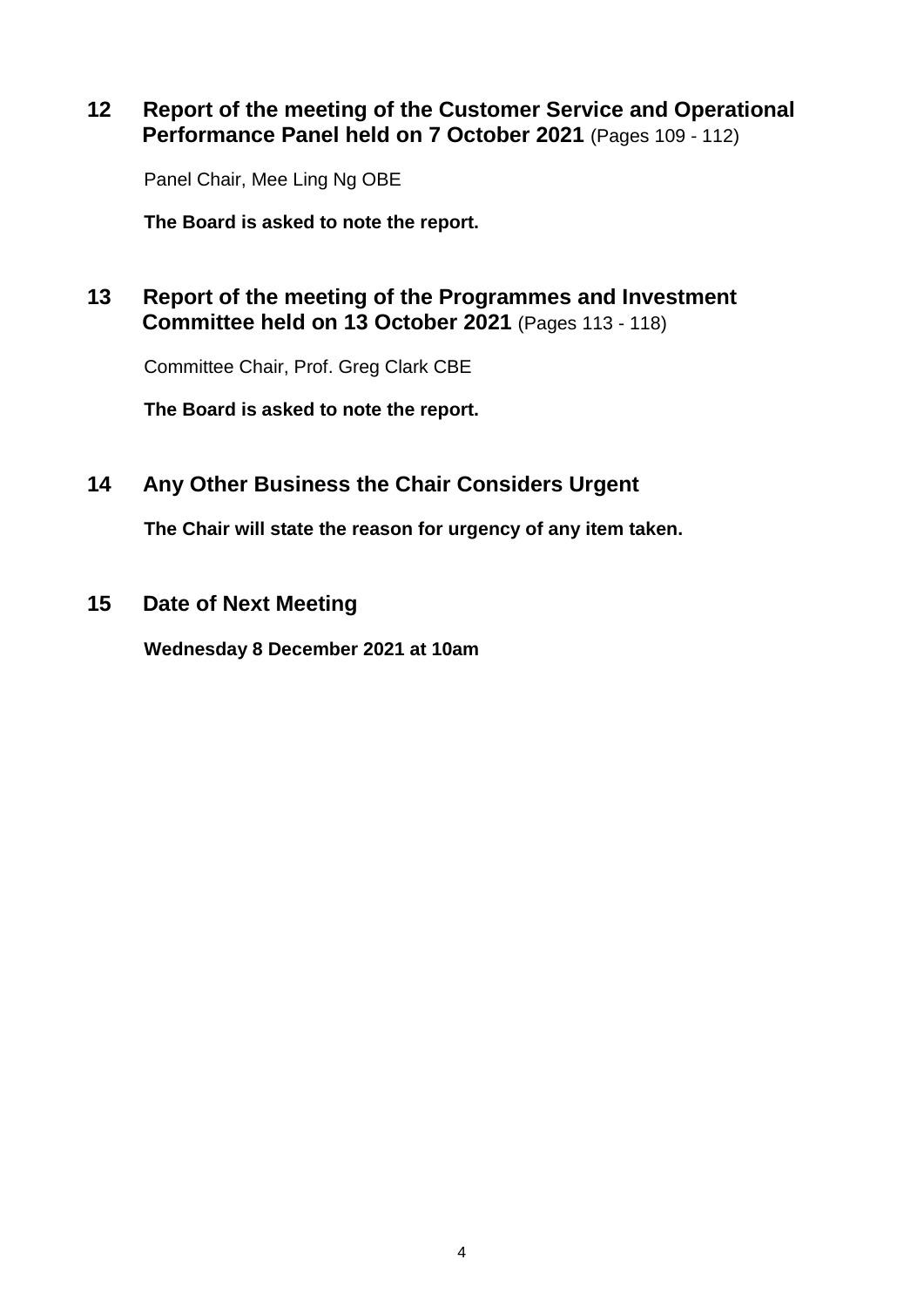## 12 Report of the meeting of the Customer Service and Operational Performance Panel held on 7 October 2021 (Pages 109 - 112)

Panel Chair, Mee Ling Ng OBE

**The Board is asked to note the report.**

## 13 Report of the meeting of the Programmes and Investment Committee held on 13 October 2021 (Pages 113 - 118)

Committee Chair, Prof. Greg Clark CBE

**The Board is asked to note the report.**

## 14 Any Other Business the Chair Considers Urgent

**The Chair will state the reason for urgency of any item taken.**

## 15 Date of Next Meeting

**Wednesday 8 December 2021 at 10am**